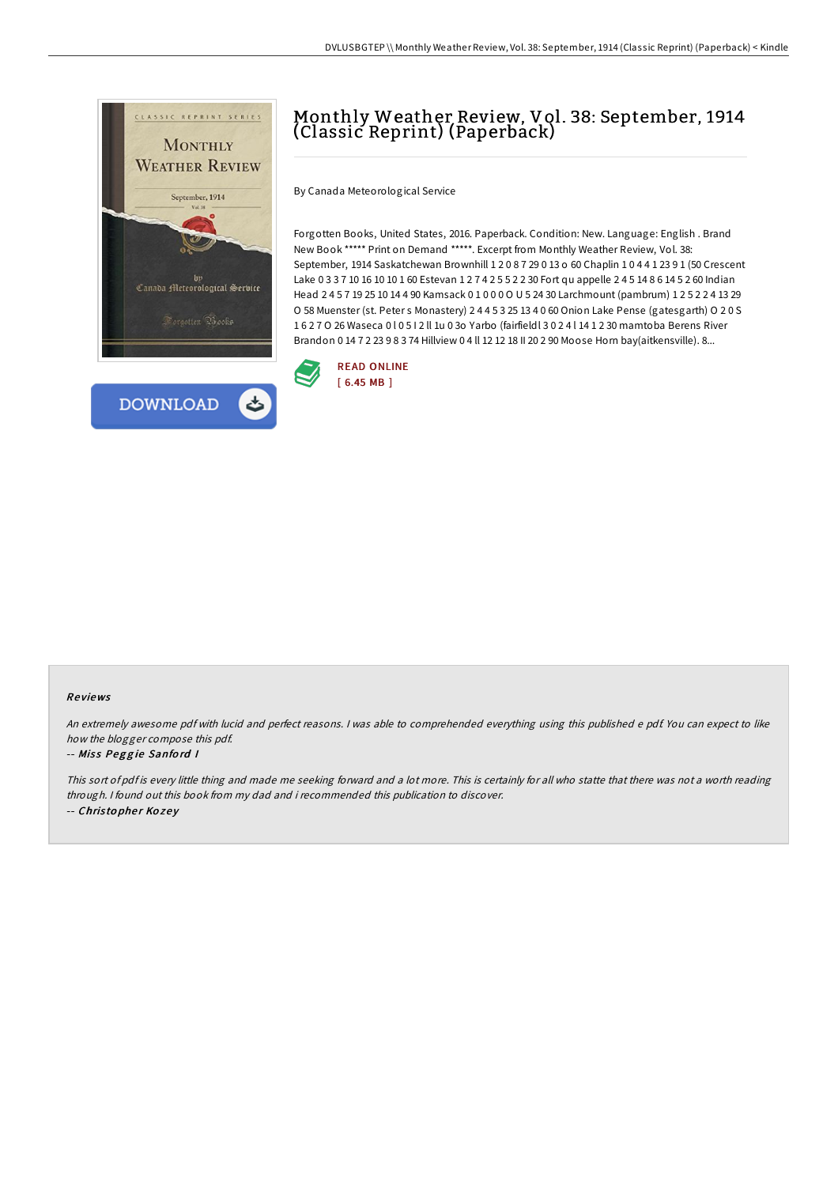# Monthly Weather Review, Vol. 38: September, 1914 (Classic Reprint) (Paperback)

By Canada Meteorological Service

Forgotten Books, United States, 2016. Paperback. Condition: New. Language: English . Brand New Book ***** Print on Demand *****. Excerpt from Monthly Weather Review, Vol. 38: September, 1914 Saskatchewan Brownhill 1 2 0 8 7 29 0 13 o 60 Chaplin 1 0 4 4 1 23 9 1 (50 Crescent Lake 0 3 3 7 10 16 10 10 1 60 Estevan 1 2 7 4 2 5 5 2 2 30 Fort qu appelle 2 4 5 14 8 6 14 5 2 60 Indian Head 2 4 5 7 19 25 10 14 4 90 Kamsack 0 1 0 0 0 O U 5 24 30 Larchmount (pambrum) 1 2 5 2 2 4 13 29 O 58 Muenster (st. Peter s Monastery) 2 4 4 5 3 25 13 4 0 60 Onion Lake Pense (gatesgarth) O 2 0 S 1 6 2 7 O 26 Waseca 0 l 0 5 l 2 ll 1u 0 3o Yarbo (fairfieldl 3 0 2 4 l 14 1 2 30 mamtoba Berens River Brandon 0 14 7 2 23 9 8 3 74 Hillview 0 4 ll 12 12 18 ll 20 2 90 Moose Horn bay(aitkensville). 8...

READ ONLINE
[ 6.45 MB ]

DOWNLOAD

## Reviews

*An extremely awesome pdf with lucid and perfect reasons. I was able to comprehended everything using this published e pdf. You can expect to like how the blogger compose this pdf.*

-- ***Miss Peggie Sanford I***

*This sort of pdf is every little thing and made me seeking forward and a lot more. This is certainly for all who statte that there was not a worth reading through. I found out this book from my dad and i recommended this publication to discover.*

-- ***Christopher Kozey***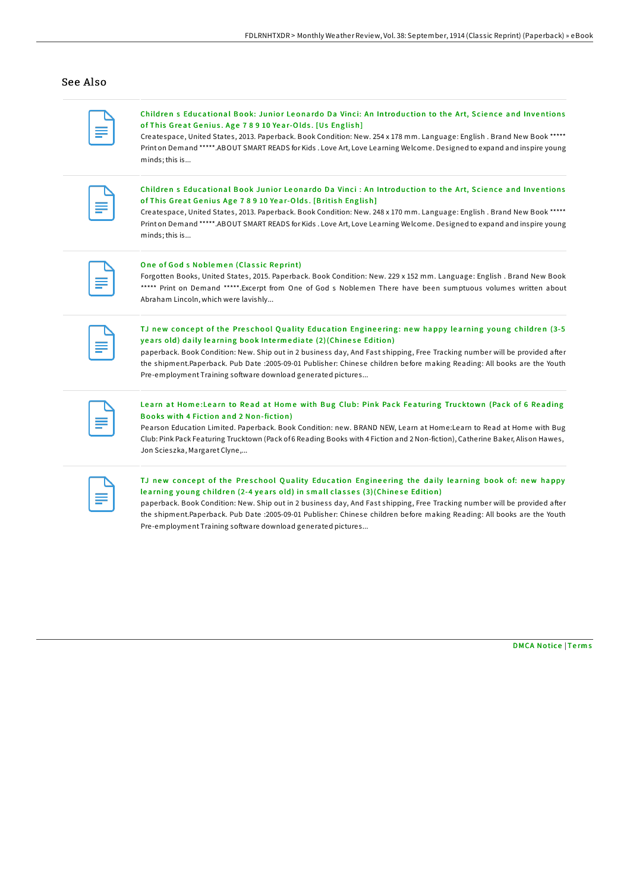## See Also

**Children s Educational Book: Junior Leonardo Da Vinci: An Introduction to the Art, Science and Inventions of This Great Genius. Age 7 8 9 10 Year-Olds. [Us English]**

Createspace, United States, 2013. Paperback. Book Condition: New. 254 x 178 mm. Language: English . Brand New Book ***** Print on Demand *****.ABOUT SMART READS for Kids . Love Art, Love Learning Welcome. Designed to expand and inspire young minds; this is...

**Children s Educational Book Junior Leonardo Da Vinci : An Introduction to the Art, Science and Inventions of This Great Genius Age 7 8 9 10 Year-Olds. [British English]**

Createspace, United States, 2013. Paperback. Book Condition: New. 248 x 170 mm. Language: English . Brand New Book ***** Print on Demand *****.ABOUT SMART READS for Kids . Love Art, Love Learning Welcome. Designed to expand and inspire young minds; this is...

**One of God s Noblemen (Classic Reprint)**

Forgotten Books, United States, 2015. Paperback. Book Condition: New. 229 x 152 mm. Language: English . Brand New Book ***** Print on Demand *****.Excerpt from One of God s Noblemen There have been sumptuous volumes written about Abraham Lincoln, which were lavishly...

**TJ new concept of the Preschool Quality Education Engineering: new happy learning young children (3-5 years old) daily learning book Intermediate (2)(Chinese Edition)**

paperback. Book Condition: New. Ship out in 2 business day, And Fast shipping, Free Tracking number will be provided after the shipment.Paperback. Pub Date :2005-09-01 Publisher: Chinese children before making Reading: All books are the Youth Pre-employment Training software download generated pictures...

**Learn at Home:Learn to Read at Home with Bug Club: Pink Pack Featuring Trucktown (Pack of 6 Reading Books with 4 Fiction and 2 Non-fiction)**

Pearson Education Limited. Paperback. Book Condition: new. BRAND NEW, Learn at Home:Learn to Read at Home with Bug Club: Pink Pack Featuring Trucktown (Pack of 6 Reading Books with 4 Fiction and 2 Non-fiction), Catherine Baker, Alison Hawes, Jon Scieszka, Margaret Clyne,...

**TJ new concept of the Preschool Quality Education Engineering the daily learning book of: new happy learning young children (2-4 years old) in small classes (3)(Chinese Edition)**

paperback. Book Condition: New. Ship out in 2 business day, And Fast shipping, Free Tracking number will be provided after the shipment.Paperback. Pub Date :2005-09-01 Publisher: Chinese children before making Reading: All books are the Youth Pre-employment Training software download generated pictures...